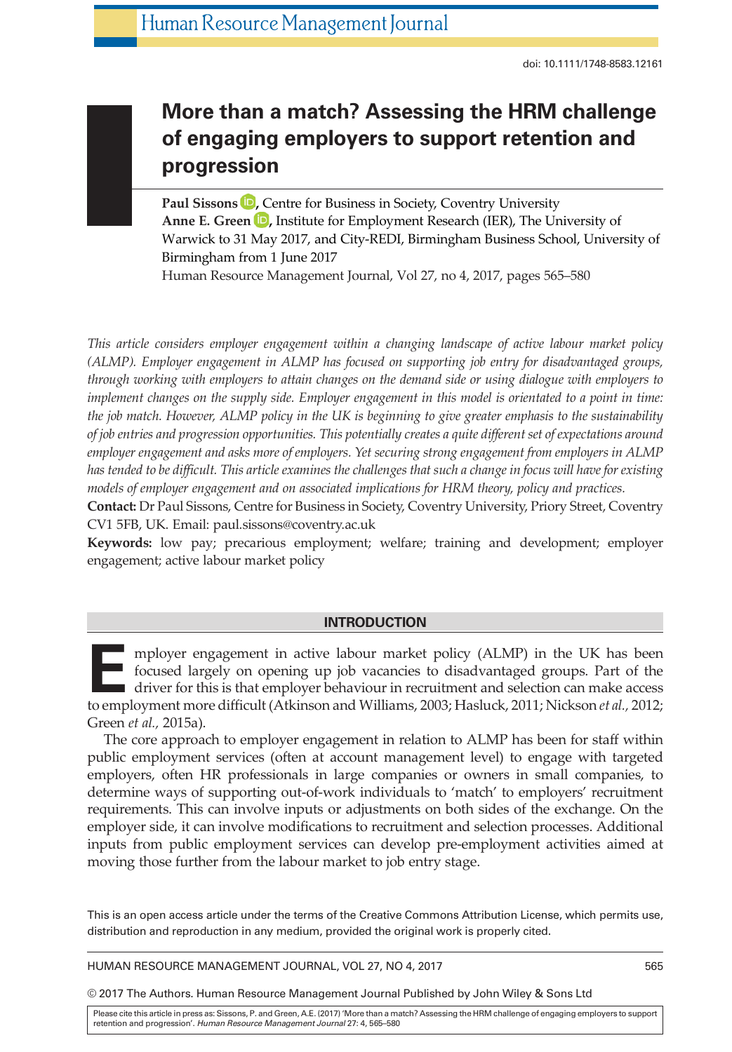doi: 10.1111/1748-8583.12161

# More than a match? Assessing the HRM challenge of engaging employers to support retention and progression

**Paul Sissons**, Centre for Business in Society, Coventry University
**Anne E. Green**, Institute for Employment Research (IER), The University of Warwick to 31 May 2017, and City-REDI, Birmingham Business School, University of Birmingham from 1 June 2017

Human Resource Management Journal, Vol 27, no 4, 2017, pages 565–580

*This article considers employer engagement within a changing landscape of active labour market policy (ALMP). Employer engagement in ALMP has focused on supporting job entry for disadvantaged groups, through working with employers to attain changes on the demand side or using dialogue with employers to implement changes on the supply side. Employer engagement in this model is orientated to a point in time: the job match. However, ALMP policy in the UK is beginning to give greater emphasis to the sustainability of job entries and progression opportunities. This potentially creates a quite different set of expectations around employer engagement and asks more of employers. Yet securing strong engagement from employers in ALMP has tended to be difficult. This article examines the challenges that such a change in focus will have for existing models of employer engagement and on associated implications for HRM theory, policy and practices.*

**Contact:** Dr Paul Sissons, Centre for Business in Society, Coventry University, Priory Street, Coventry CV1 5FB, UK. Email: paul.sissons@coventry.ac.uk

**Keywords:** low pay; precarious employment; welfare; training and development; employer engagement; active labour market policy

## INTRODUCTION

Employer engagement in active labour market policy (ALMP) in the UK has been focused largely on opening up job vacancies to disadvantaged groups. Part of the driver for this is that employer behaviour in recruitment and selection can make access to employment more difficult (Atkinson and Williams, 2003; Hasluck, 2011; Nickson *et al.*, 2012; Green *et al.*, 2015a).

The core approach to employer engagement in relation to ALMP has been for staff within public employment services (often at account management level) to engage with targeted employers, often HR professionals in large companies or owners in small companies, to determine ways of supporting out-of-work individuals to 'match' to employers' recruitment requirements. This can involve inputs or adjustments on both sides of the exchange. On the employer side, it can involve modifications to recruitment and selection processes. Additional inputs from public employment services can develop pre-employment activities aimed at moving those further from the labour market to job entry stage.

This is an open access article under the terms of the Creative Commons Attribution License, which permits use, distribution and reproduction in any medium, provided the original work is properly cited.

© 2017 The Authors. Human Resource Management Journal Published by John Wiley & Sons Ltd

Please cite this article in press as: Sissons, P. and Green, A.E. (2017) 'More than a match? Assessing the HRM challenge of engaging employers to support retention and progression'. *Human Resource Management Journal* 27: 4, 565–580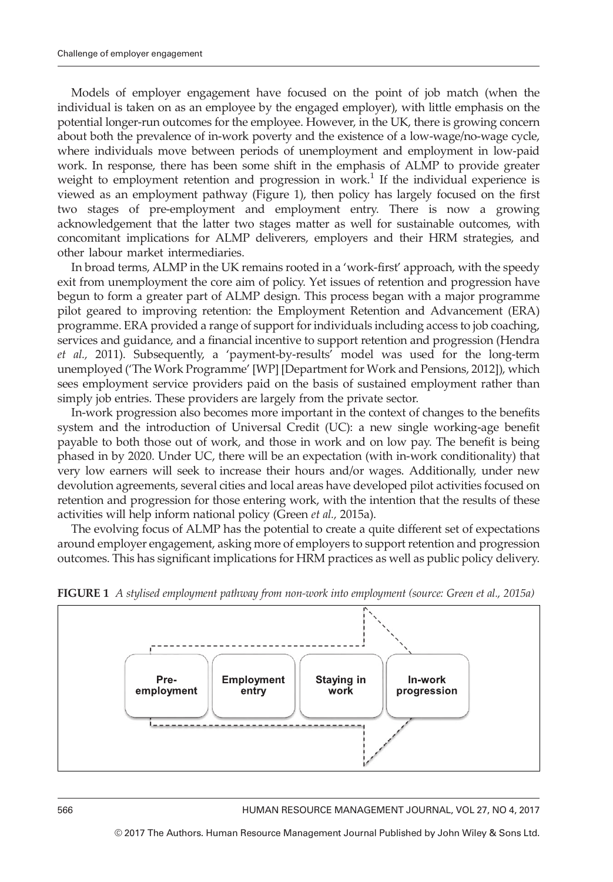Models of employer engagement have focused on the point of job match (when the individual is taken on as an employee by the engaged employer), with little emphasis on the potential longer-run outcomes for the employee. However, in the UK, there is growing concern about both the prevalence of in-work poverty and the existence of a low-wage/no-wage cycle, where individuals move between periods of unemployment and employment in low-paid work. In response, there has been some shift in the emphasis of ALMP to provide greater weight to employment retention and progression in work.[1] If the individual experience is viewed as an employment pathway (Figure 1), then policy has largely focused on the first two stages of pre-employment and employment entry. There is now a growing acknowledgement that the latter two stages matter as well for sustainable outcomes, with concomitant implications for ALMP deliverers, employers and their HRM strategies, and other labour market intermediaries.

In broad terms, ALMP in the UK remains rooted in a 'work-first' approach, with the speedy exit from unemployment the core aim of policy. Yet issues of retention and progression have begun to form a greater part of ALMP design. This process began with a major programme pilot geared to improving retention: the Employment Retention and Advancement (ERA) programme. ERA provided a range of support for individuals including access to job coaching, services and guidance, and a financial incentive to support retention and progression (Hendra *et al.,* 2011). Subsequently, a 'payment-by-results' model was used for the long-term unemployed ('The Work Programme' [WP] [Department for Work and Pensions, 2012]), which sees employment service providers paid on the basis of sustained employment rather than simply job entries. These providers are largely from the private sector.

In-work progression also becomes more important in the context of changes to the benefits system and the introduction of Universal Credit (UC): a new single working-age benefit payable to both those out of work, and those in work and on low pay. The benefit is being phased in by 2020. Under UC, there will be an expectation (with in-work conditionality) that very low earners will seek to increase their hours and/or wages. Additionally, under new devolution agreements, several cities and local areas have developed pilot activities focused on retention and progression for those entering work, with the intention that the results of these activities will help inform national policy (Green *et al.,* 2015a).

The evolving focus of ALMP has the potential to create a quite different set of expectations around employer engagement, asking more of employers to support retention and progression outcomes. This has significant implications for HRM practices as well as public policy delivery.

**FIGURE 1** *A stylised employment pathway from non-work into employment (source: Green et al., 2015a)*

Pre-employment → Employment entry → Staying in work → In-work progression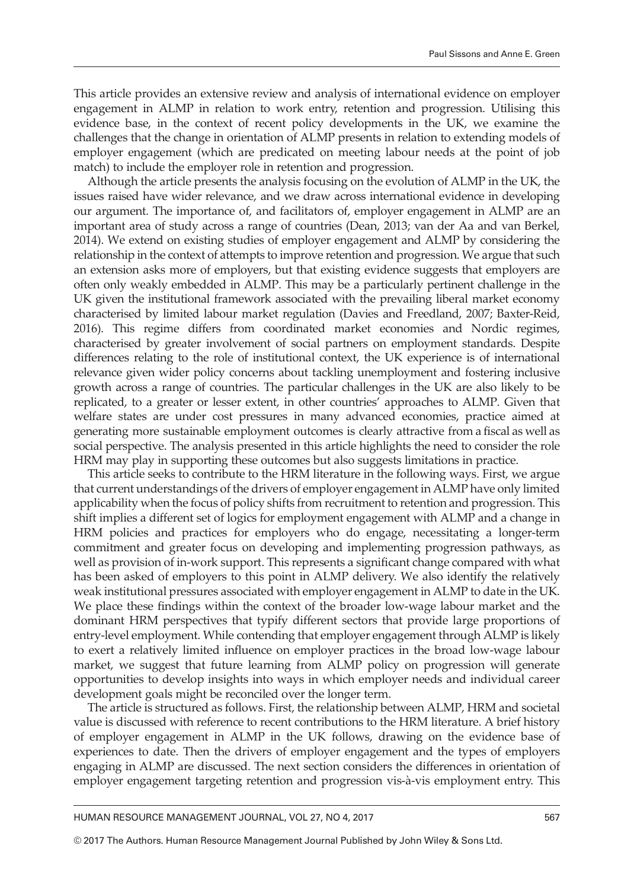This article provides an extensive review and analysis of international evidence on employer engagement in ALMP in relation to work entry, retention and progression. Utilising this evidence base, in the context of recent policy developments in the UK, we examine the challenges that the change in orientation of ALMP presents in relation to extending models of employer engagement (which are predicated on meeting labour needs at the point of job match) to include the employer role in retention and progression.

Although the article presents the analysis focusing on the evolution of ALMP in the UK, the issues raised have wider relevance, and we draw across international evidence in developing our argument. The importance of, and facilitators of, employer engagement in ALMP are an important area of study across a range of countries (Dean, 2013; van der Aa and van Berkel, 2014). We extend on existing studies of employer engagement and ALMP by considering the relationship in the context of attempts to improve retention and progression. We argue that such an extension asks more of employers, but that existing evidence suggests that employers are often only weakly embedded in ALMP. This may be a particularly pertinent challenge in the UK given the institutional framework associated with the prevailing liberal market economy characterised by limited labour market regulation (Davies and Freedland, 2007; Baxter-Reid, 2016). This regime differs from coordinated market economies and Nordic regimes, characterised by greater involvement of social partners on employment standards. Despite differences relating to the role of institutional context, the UK experience is of international relevance given wider policy concerns about tackling unemployment and fostering inclusive growth across a range of countries. The particular challenges in the UK are also likely to be replicated, to a greater or lesser extent, in other countries' approaches to ALMP. Given that welfare states are under cost pressures in many advanced economies, practice aimed at generating more sustainable employment outcomes is clearly attractive from a fiscal as well as social perspective. The analysis presented in this article highlights the need to consider the role HRM may play in supporting these outcomes but also suggests limitations in practice.

This article seeks to contribute to the HRM literature in the following ways. First, we argue that current understandings of the drivers of employer engagement in ALMP have only limited applicability when the focus of policy shifts from recruitment to retention and progression. This shift implies a different set of logics for employment engagement with ALMP and a change in HRM policies and practices for employers who do engage, necessitating a longer-term commitment and greater focus on developing and implementing progression pathways, as well as provision of in-work support. This represents a significant change compared with what has been asked of employers to this point in ALMP delivery. We also identify the relatively weak institutional pressures associated with employer engagement in ALMP to date in the UK. We place these findings within the context of the broader low-wage labour market and the dominant HRM perspectives that typify different sectors that provide large proportions of entry-level employment. While contending that employer engagement through ALMP is likely to exert a relatively limited influence on employer practices in the broad low-wage labour market, we suggest that future learning from ALMP policy on progression will generate opportunities to develop insights into ways in which employer needs and individual career development goals might be reconciled over the longer term.

The article is structured as follows. First, the relationship between ALMP, HRM and societal value is discussed with reference to recent contributions to the HRM literature. A brief history of employer engagement in ALMP in the UK follows, drawing on the evidence base of experiences to date. Then the drivers of employer engagement and the types of employers engaging in ALMP are discussed. The next section considers the differences in orientation of employer engagement targeting retention and progression vis-à-vis employment entry. This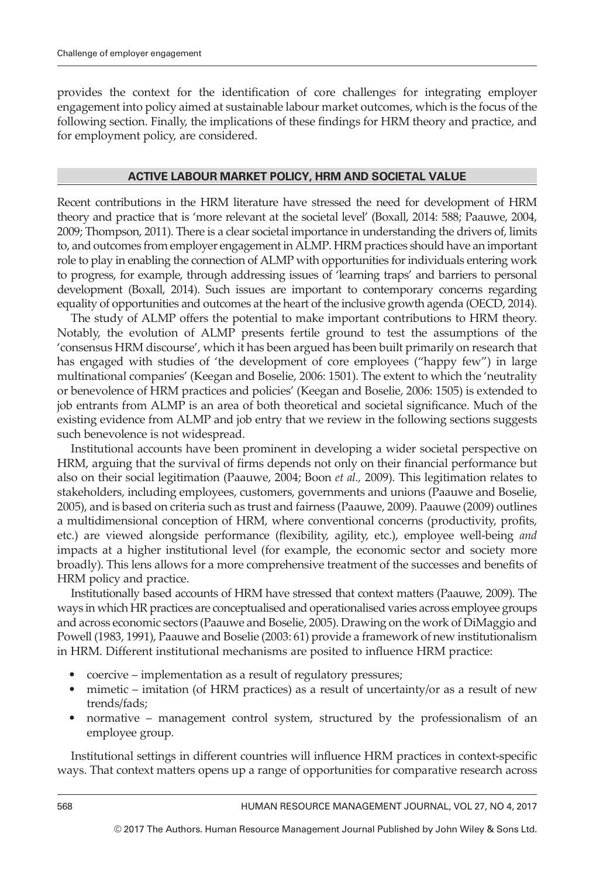provides the context for the identification of core challenges for integrating employer engagement into policy aimed at sustainable labour market outcomes, which is the focus of the following section. Finally, the implications of these findings for HRM theory and practice, and for employment policy, are considered.

## ACTIVE LABOUR MARKET POLICY, HRM AND SOCIETAL VALUE

Recent contributions in the HRM literature have stressed the need for development of HRM theory and practice that is 'more relevant at the societal level' (Boxall, 2014: 588; Paauwe, 2004, 2009; Thompson, 2011). There is a clear societal importance in understanding the drivers of, limits to, and outcomes from employer engagement in ALMP. HRM practices should have an important role to play in enabling the connection of ALMP with opportunities for individuals entering work to progress, for example, through addressing issues of 'learning traps' and barriers to personal development (Boxall, 2014). Such issues are important to contemporary concerns regarding equality of opportunities and outcomes at the heart of the inclusive growth agenda (OECD, 2014).

The study of ALMP offers the potential to make important contributions to HRM theory. Notably, the evolution of ALMP presents fertile ground to test the assumptions of the 'consensus HRM discourse', which it has been argued has been built primarily on research that has engaged with studies of 'the development of core employees ("happy few") in large multinational companies' (Keegan and Boselie, 2006: 1501). The extent to which the 'neutrality or benevolence of HRM practices and policies' (Keegan and Boselie, 2006: 1505) is extended to job entrants from ALMP is an area of both theoretical and societal significance. Much of the existing evidence from ALMP and job entry that we review in the following sections suggests such benevolence is not widespread.

Institutional accounts have been prominent in developing a wider societal perspective on HRM, arguing that the survival of firms depends not only on their financial performance but also on their social legitimation (Paauwe, 2004; Boon *et al.*, 2009). This legitimation relates to stakeholders, including employees, customers, governments and unions (Paauwe and Boselie, 2005), and is based on criteria such as trust and fairness (Paauwe, 2009). Paauwe (2009) outlines a multidimensional conception of HRM, where conventional concerns (productivity, profits, etc.) are viewed alongside performance (flexibility, agility, etc.), employee well-being *and* impacts at a higher institutional level (for example, the economic sector and society more broadly). This lens allows for a more comprehensive treatment of the successes and benefits of HRM policy and practice.

Institutionally based accounts of HRM have stressed that context matters (Paauwe, 2009). The ways in which HR practices are conceptualised and operationalised varies across employee groups and across economic sectors (Paauwe and Boselie, 2005). Drawing on the work of DiMaggio and Powell (1983, 1991), Paauwe and Boselie (2003: 61) provide a framework of new institutionalism in HRM. Different institutional mechanisms are posited to influence HRM practice:

- coercive – implementation as a result of regulatory pressures;
- mimetic – imitation (of HRM practices) as a result of uncertainty/or as a result of new trends/fads;
- normative – management control system, structured by the professionalism of an employee group.

Institutional settings in different countries will influence HRM practices in context-specific ways. That context matters opens up a range of opportunities for comparative research across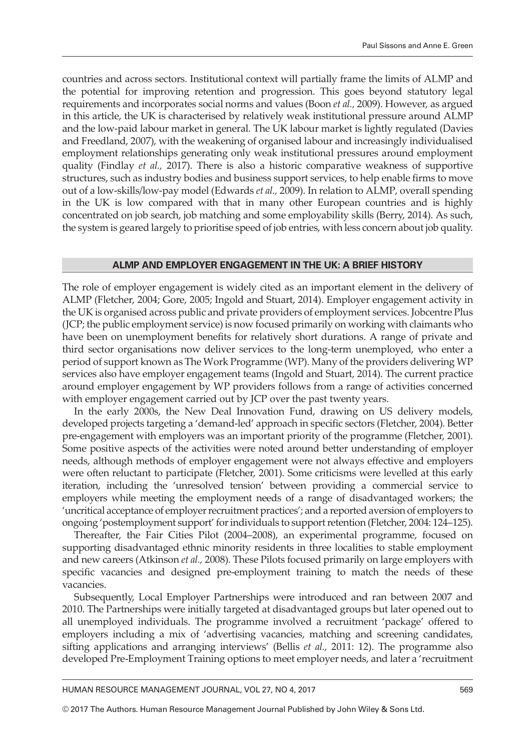countries and across sectors. Institutional context will partially frame the limits of ALMP and the potential for improving retention and progression. This goes beyond statutory legal requirements and incorporates social norms and values (Boon *et al.*, 2009). However, as argued in this article, the UK is characterised by relatively weak institutional pressure around ALMP and the low-paid labour market in general. The UK labour market is lightly regulated (Davies and Freedland, 2007), with the weakening of organised labour and increasingly individualised employment relationships generating only weak institutional pressures around employment quality (Findlay *et al.*, 2017). There is also a historic comparative weakness of supportive structures, such as industry bodies and business support services, to help enable firms to move out of a low-skills/low-pay model (Edwards *et al.*, 2009). In relation to ALMP, overall spending in the UK is low compared with that in many other European countries and is highly concentrated on job search, job matching and some employability skills (Berry, 2014). As such, the system is geared largely to prioritise speed of job entries, with less concern about job quality.

## ALMP AND EMPLOYER ENGAGEMENT IN THE UK: A BRIEF HISTORY

The role of employer engagement is widely cited as an important element in the delivery of ALMP (Fletcher, 2004; Gore, 2005; Ingold and Stuart, 2014). Employer engagement activity in the UK is organised across public and private providers of employment services. Jobcentre Plus (JCP; the public employment service) is now focused primarily on working with claimants who have been on unemployment benefits for relatively short durations. A range of private and third sector organisations now deliver services to the long-term unemployed, who enter a period of support known as The Work Programme (WP). Many of the providers delivering WP services also have employer engagement teams (Ingold and Stuart, 2014). The current practice around employer engagement by WP providers follows from a range of activities concerned with employer engagement carried out by JCP over the past twenty years.

In the early 2000s, the New Deal Innovation Fund, drawing on US delivery models, developed projects targeting a 'demand-led' approach in specific sectors (Fletcher, 2004). Better pre-engagement with employers was an important priority of the programme (Fletcher, 2001). Some positive aspects of the activities were noted around better understanding of employer needs, although methods of employer engagement were not always effective and employers were often reluctant to participate (Fletcher, 2001). Some criticisms were levelled at this early iteration, including the 'unresolved tension' between providing a commercial service to employers while meeting the employment needs of a range of disadvantaged workers; the 'uncritical acceptance of employer recruitment practices'; and a reported aversion of employers to ongoing 'postemployment support' for individuals to support retention (Fletcher, 2004: 124–125).

Thereafter, the Fair Cities Pilot (2004–2008), an experimental programme, focused on supporting disadvantaged ethnic minority residents in three localities to stable employment and new careers (Atkinson *et al.*, 2008). These Pilots focused primarily on large employers with specific vacancies and designed pre-employment training to match the needs of these vacancies.

Subsequently, Local Employer Partnerships were introduced and ran between 2007 and 2010. The Partnerships were initially targeted at disadvantaged groups but later opened out to all unemployed individuals. The programme involved a recruitment 'package' offered to employers including a mix of 'advertising vacancies, matching and screening candidates, sifting applications and arranging interviews' (Bellis *et al.*, 2011: 12). The programme also developed Pre-Employment Training options to meet employer needs, and later a 'recruitment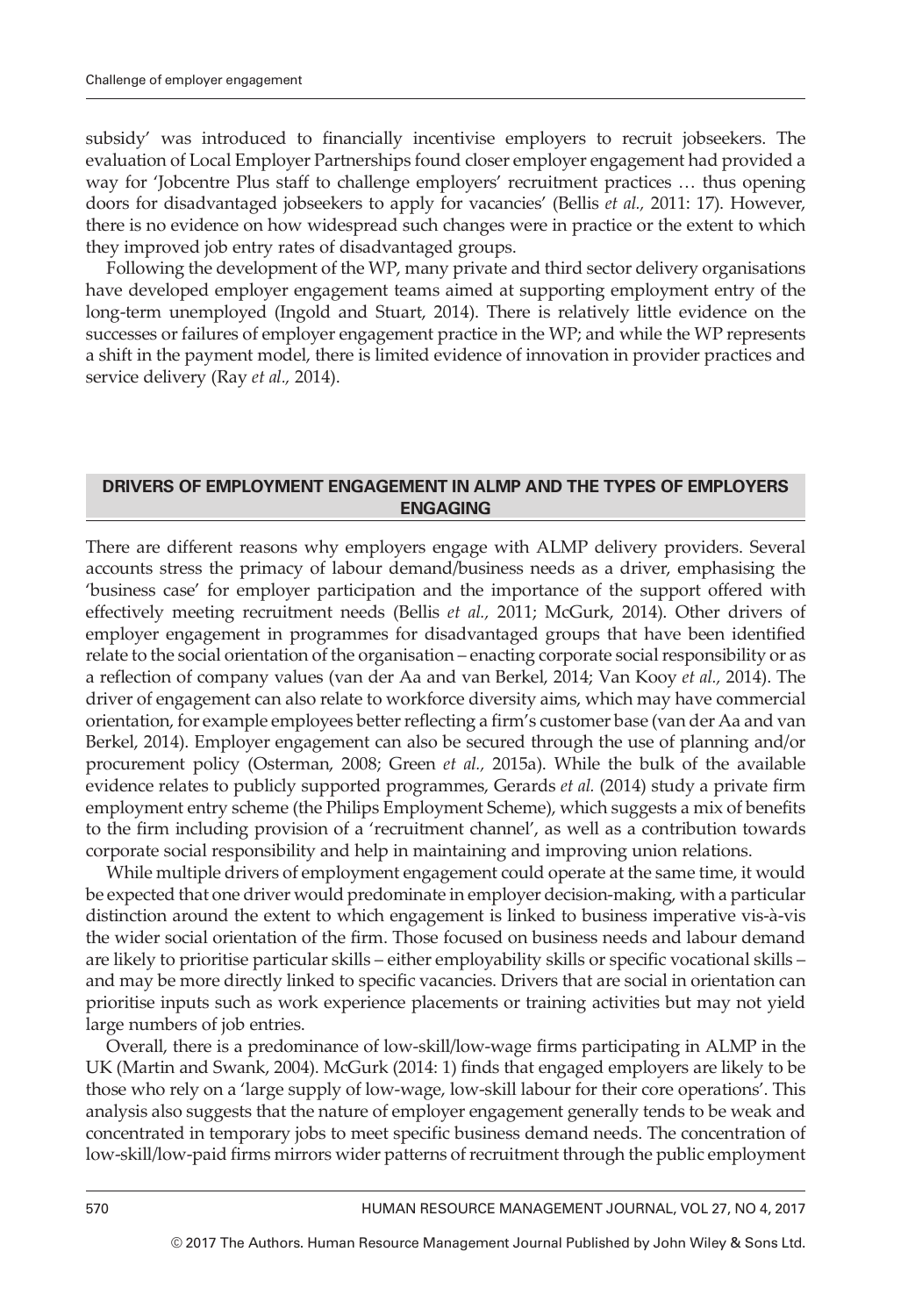subsidy' was introduced to financially incentivise employers to recruit jobseekers. The evaluation of Local Employer Partnerships found closer employer engagement had provided a way for 'Jobcentre Plus staff to challenge employers' recruitment practices … thus opening doors for disadvantaged jobseekers to apply for vacancies' (Bellis *et al.*, 2011: 17). However, there is no evidence on how widespread such changes were in practice or the extent to which they improved job entry rates of disadvantaged groups.

Following the development of the WP, many private and third sector delivery organisations have developed employer engagement teams aimed at supporting employment entry of the long-term unemployed (Ingold and Stuart, 2014). There is relatively little evidence on the successes or failures of employer engagement practice in the WP; and while the WP represents a shift in the payment model, there is limited evidence of innovation in provider practices and service delivery (Ray *et al.*, 2014).

## DRIVERS OF EMPLOYMENT ENGAGEMENT IN ALMP AND THE TYPES OF EMPLOYERS ENGAGING

There are different reasons why employers engage with ALMP delivery providers. Several accounts stress the primacy of labour demand/business needs as a driver, emphasising the 'business case' for employer participation and the importance of the support offered with effectively meeting recruitment needs (Bellis *et al.*, 2011; McGurk, 2014). Other drivers of employer engagement in programmes for disadvantaged groups that have been identified relate to the social orientation of the organisation – enacting corporate social responsibility or as a reflection of company values (van der Aa and van Berkel, 2014; Van Kooy *et al.*, 2014). The driver of engagement can also relate to workforce diversity aims, which may have commercial orientation, for example employees better reflecting a firm's customer base (van der Aa and van Berkel, 2014). Employer engagement can also be secured through the use of planning and/or procurement policy (Osterman, 2008; Green *et al.*, 2015a). While the bulk of the available evidence relates to publicly supported programmes, Gerards *et al.* (2014) study a private firm employment entry scheme (the Philips Employment Scheme), which suggests a mix of benefits to the firm including provision of a 'recruitment channel', as well as a contribution towards corporate social responsibility and help in maintaining and improving union relations.

While multiple drivers of employment engagement could operate at the same time, it would be expected that one driver would predominate in employer decision-making, with a particular distinction around the extent to which engagement is linked to business imperative vis-à-vis the wider social orientation of the firm. Those focused on business needs and labour demand are likely to prioritise particular skills – either employability skills or specific vocational skills – and may be more directly linked to specific vacancies. Drivers that are social in orientation can prioritise inputs such as work experience placements or training activities but may not yield large numbers of job entries.

Overall, there is a predominance of low-skill/low-wage firms participating in ALMP in the UK (Martin and Swank, 2004). McGurk (2014: 1) finds that engaged employers are likely to be those who rely on a 'large supply of low-wage, low-skill labour for their core operations'. This analysis also suggests that the nature of employer engagement generally tends to be weak and concentrated in temporary jobs to meet specific business demand needs. The concentration of low-skill/low-paid firms mirrors wider patterns of recruitment through the public employment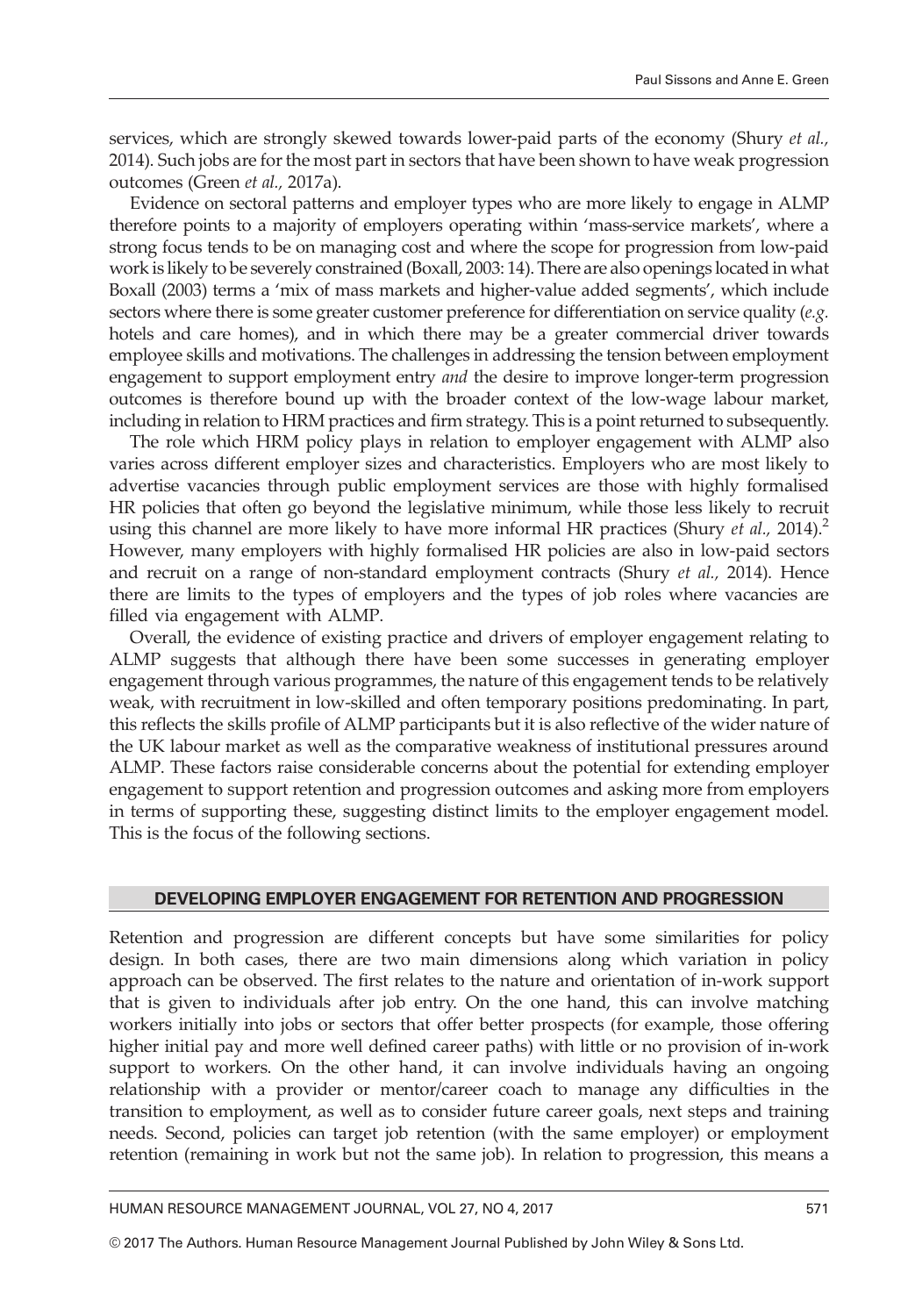services, which are strongly skewed towards lower-paid parts of the economy (Shury *et al.*, 2014). Such jobs are for the most part in sectors that have been shown to have weak progression outcomes (Green *et al.*, 2017a).

Evidence on sectoral patterns and employer types who are more likely to engage in ALMP therefore points to a majority of employers operating within 'mass-service markets', where a strong focus tends to be on managing cost and where the scope for progression from low-paid work is likely to be severely constrained (Boxall, 2003: 14). There are also openings located in what Boxall (2003) terms a 'mix of mass markets and higher-value added segments', which include sectors where there is some greater customer preference for differentiation on service quality (*e.g.* hotels and care homes), and in which there may be a greater commercial driver towards employee skills and motivations. The challenges in addressing the tension between employment engagement to support employment entry *and* the desire to improve longer-term progression outcomes is therefore bound up with the broader context of the low-wage labour market, including in relation to HRM practices and firm strategy. This is a point returned to subsequently.

The role which HRM policy plays in relation to employer engagement with ALMP also varies across different employer sizes and characteristics. Employers who are most likely to advertise vacancies through public employment services are those with highly formalised HR policies that often go beyond the legislative minimum, while those less likely to recruit using this channel are more likely to have more informal HR practices (Shury *et al.*, 2014).[2] However, many employers with highly formalised HR policies are also in low-paid sectors and recruit on a range of non-standard employment contracts (Shury *et al.*, 2014). Hence there are limits to the types of employers and the types of job roles where vacancies are filled via engagement with ALMP.

Overall, the evidence of existing practice and drivers of employer engagement relating to ALMP suggests that although there have been some successes in generating employer engagement through various programmes, the nature of this engagement tends to be relatively weak, with recruitment in low-skilled and often temporary positions predominating. In part, this reflects the skills profile of ALMP participants but it is also reflective of the wider nature of the UK labour market as well as the comparative weakness of institutional pressures around ALMP. These factors raise considerable concerns about the potential for extending employer engagement to support retention and progression outcomes and asking more from employers in terms of supporting these, suggesting distinct limits to the employer engagement model. This is the focus of the following sections.

## DEVELOPING EMPLOYER ENGAGEMENT FOR RETENTION AND PROGRESSION

Retention and progression are different concepts but have some similarities for policy design. In both cases, there are two main dimensions along which variation in policy approach can be observed. The first relates to the nature and orientation of in-work support that is given to individuals after job entry. On the one hand, this can involve matching workers initially into jobs or sectors that offer better prospects (for example, those offering higher initial pay and more well defined career paths) with little or no provision of in-work support to workers. On the other hand, it can involve individuals having an ongoing relationship with a provider or mentor/career coach to manage any difficulties in the transition to employment, as well as to consider future career goals, next steps and training needs. Second, policies can target job retention (with the same employer) or employment retention (remaining in work but not the same job). In relation to progression, this means a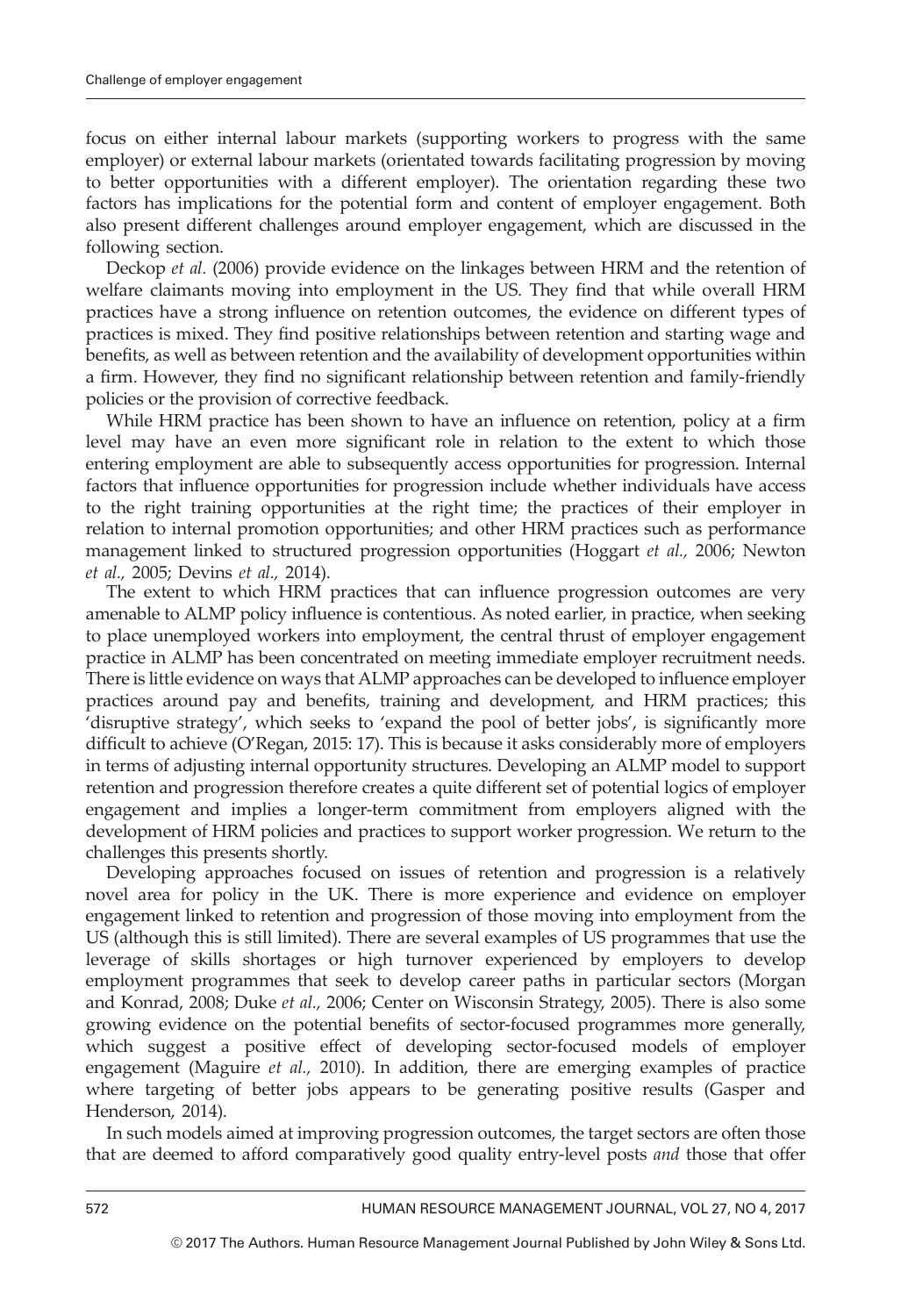focus on either internal labour markets (supporting workers to progress with the same employer) or external labour markets (orientated towards facilitating progression by moving to better opportunities with a different employer). The orientation regarding these two factors has implications for the potential form and content of employer engagement. Both also present different challenges around employer engagement, which are discussed in the following section.

Deckop *et al.* (2006) provide evidence on the linkages between HRM and the retention of welfare claimants moving into employment in the US. They find that while overall HRM practices have a strong influence on retention outcomes, the evidence on different types of practices is mixed. They find positive relationships between retention and starting wage and benefits, as well as between retention and the availability of development opportunities within a firm. However, they find no significant relationship between retention and family-friendly policies or the provision of corrective feedback.

While HRM practice has been shown to have an influence on retention, policy at a firm level may have an even more significant role in relation to the extent to which those entering employment are able to subsequently access opportunities for progression. Internal factors that influence opportunities for progression include whether individuals have access to the right training opportunities at the right time; the practices of their employer in relation to internal promotion opportunities; and other HRM practices such as performance management linked to structured progression opportunities (Hoggart *et al.,* 2006; Newton *et al.,* 2005; Devins *et al.,* 2014).

The extent to which HRM practices that can influence progression outcomes are very amenable to ALMP policy influence is contentious. As noted earlier, in practice, when seeking to place unemployed workers into employment, the central thrust of employer engagement practice in ALMP has been concentrated on meeting immediate employer recruitment needs. There is little evidence on ways that ALMP approaches can be developed to influence employer practices around pay and benefits, training and development, and HRM practices; this 'disruptive strategy', which seeks to 'expand the pool of better jobs', is significantly more difficult to achieve (O'Regan, 2015: 17). This is because it asks considerably more of employers in terms of adjusting internal opportunity structures. Developing an ALMP model to support retention and progression therefore creates a quite different set of potential logics of employer engagement and implies a longer-term commitment from employers aligned with the development of HRM policies and practices to support worker progression. We return to the challenges this presents shortly.

Developing approaches focused on issues of retention and progression is a relatively novel area for policy in the UK. There is more experience and evidence on employer engagement linked to retention and progression of those moving into employment from the US (although this is still limited). There are several examples of US programmes that use the leverage of skills shortages or high turnover experienced by employers to develop employment programmes that seek to develop career paths in particular sectors (Morgan and Konrad, 2008; Duke *et al.,* 2006; Center on Wisconsin Strategy, 2005). There is also some growing evidence on the potential benefits of sector-focused programmes more generally, which suggest a positive effect of developing sector-focused models of employer engagement (Maguire *et al.,* 2010). In addition, there are emerging examples of practice where targeting of better jobs appears to be generating positive results (Gasper and Henderson, 2014).

In such models aimed at improving progression outcomes, the target sectors are often those that are deemed to afford comparatively good quality entry-level posts *and* those that offer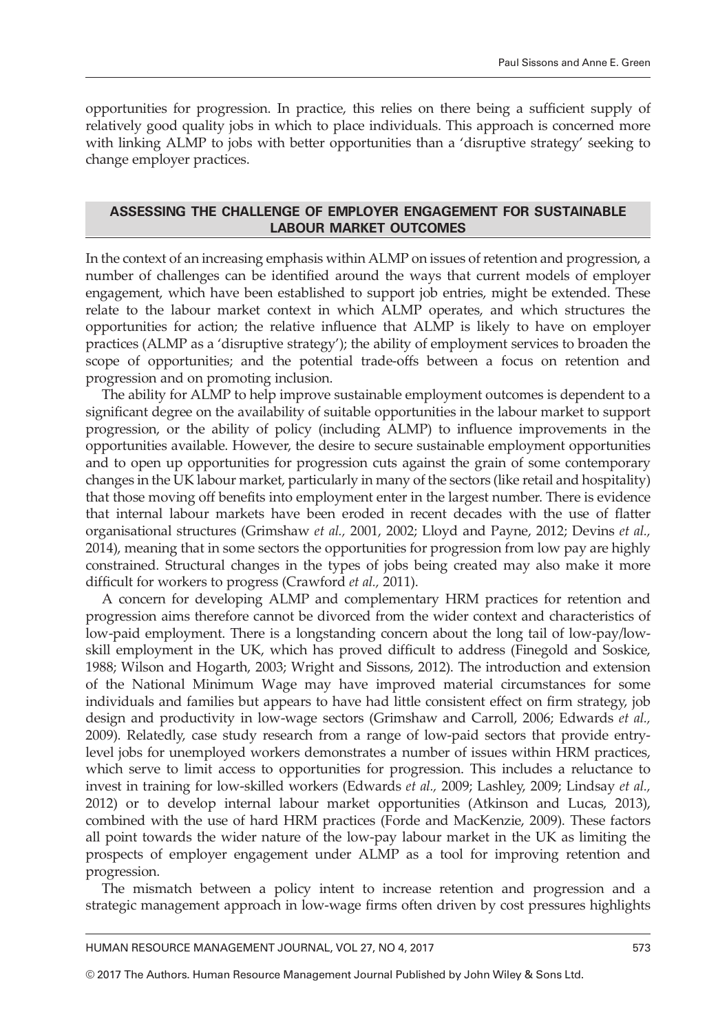opportunities for progression. In practice, this relies on there being a sufficient supply of relatively good quality jobs in which to place individuals. This approach is concerned more with linking ALMP to jobs with better opportunities than a 'disruptive strategy' seeking to change employer practices.

## ASSESSING THE CHALLENGE OF EMPLOYER ENGAGEMENT FOR SUSTAINABLE LABOUR MARKET OUTCOMES

In the context of an increasing emphasis within ALMP on issues of retention and progression, a number of challenges can be identified around the ways that current models of employer engagement, which have been established to support job entries, might be extended. These relate to the labour market context in which ALMP operates, and which structures the opportunities for action; the relative influence that ALMP is likely to have on employer practices (ALMP as a 'disruptive strategy'); the ability of employment services to broaden the scope of opportunities; and the potential trade-offs between a focus on retention and progression and on promoting inclusion.

The ability for ALMP to help improve sustainable employment outcomes is dependent to a significant degree on the availability of suitable opportunities in the labour market to support progression, or the ability of policy (including ALMP) to influence improvements in the opportunities available. However, the desire to secure sustainable employment opportunities and to open up opportunities for progression cuts against the grain of some contemporary changes in the UK labour market, particularly in many of the sectors (like retail and hospitality) that those moving off benefits into employment enter in the largest number. There is evidence that internal labour markets have been eroded in recent decades with the use of flatter organisational structures (Grimshaw *et al.,* 2001, 2002; Lloyd and Payne, 2012; Devins *et al.,* 2014), meaning that in some sectors the opportunities for progression from low pay are highly constrained. Structural changes in the types of jobs being created may also make it more difficult for workers to progress (Crawford *et al.,* 2011).

A concern for developing ALMP and complementary HRM practices for retention and progression aims therefore cannot be divorced from the wider context and characteristics of low-paid employment. There is a longstanding concern about the long tail of low-pay/low-skill employment in the UK, which has proved difficult to address (Finegold and Soskice, 1988; Wilson and Hogarth, 2003; Wright and Sissons, 2012). The introduction and extension of the National Minimum Wage may have improved material circumstances for some individuals and families but appears to have had little consistent effect on firm strategy, job design and productivity in low-wage sectors (Grimshaw and Carroll, 2006; Edwards *et al.,* 2009). Relatedly, case study research from a range of low-paid sectors that provide entry-level jobs for unemployed workers demonstrates a number of issues within HRM practices, which serve to limit access to opportunities for progression. This includes a reluctance to invest in training for low-skilled workers (Edwards *et al.,* 2009; Lashley, 2009; Lindsay *et al.,* 2012) or to develop internal labour market opportunities (Atkinson and Lucas, 2013), combined with the use of hard HRM practices (Forde and MacKenzie, 2009). These factors all point towards the wider nature of the low-pay labour market in the UK as limiting the prospects of employer engagement under ALMP as a tool for improving retention and progression.

The mismatch between a policy intent to increase retention and progression and a strategic management approach in low-wage firms often driven by cost pressures highlights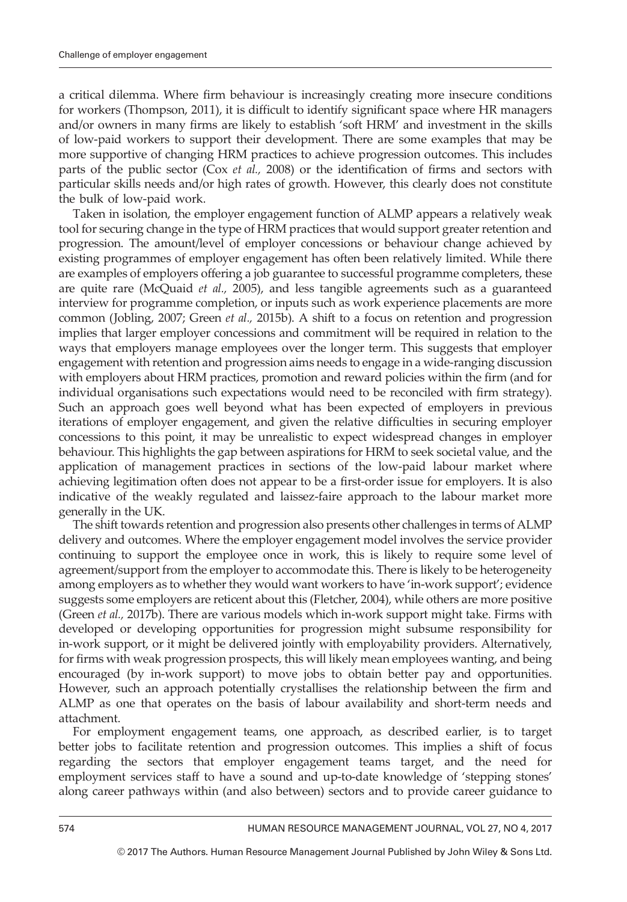a critical dilemma. Where firm behaviour is increasingly creating more insecure conditions for workers (Thompson, 2011), it is difficult to identify significant space where HR managers and/or owners in many firms are likely to establish 'soft HRM' and investment in the skills of low-paid workers to support their development. There are some examples that may be more supportive of changing HRM practices to achieve progression outcomes. This includes parts of the public sector (Cox *et al.,* 2008) or the identification of firms and sectors with particular skills needs and/or high rates of growth. However, this clearly does not constitute the bulk of low-paid work.

Taken in isolation, the employer engagement function of ALMP appears a relatively weak tool for securing change in the type of HRM practices that would support greater retention and progression. The amount/level of employer concessions or behaviour change achieved by existing programmes of employer engagement has often been relatively limited. While there are examples of employers offering a job guarantee to successful programme completers, these are quite rare (McQuaid *et al.,* 2005), and less tangible agreements such as a guaranteed interview for programme completion, or inputs such as work experience placements are more common (Jobling, 2007; Green *et al.,* 2015b). A shift to a focus on retention and progression implies that larger employer concessions and commitment will be required in relation to the ways that employers manage employees over the longer term. This suggests that employer engagement with retention and progression aims needs to engage in a wide-ranging discussion with employers about HRM practices, promotion and reward policies within the firm (and for individual organisations such expectations would need to be reconciled with firm strategy). Such an approach goes well beyond what has been expected of employers in previous iterations of employer engagement, and given the relative difficulties in securing employer concessions to this point, it may be unrealistic to expect widespread changes in employer behaviour. This highlights the gap between aspirations for HRM to seek societal value, and the application of management practices in sections of the low-paid labour market where achieving legitimation often does not appear to be a first-order issue for employers. It is also indicative of the weakly regulated and laissez-faire approach to the labour market more generally in the UK.

The shift towards retention and progression also presents other challenges in terms of ALMP delivery and outcomes. Where the employer engagement model involves the service provider continuing to support the employee once in work, this is likely to require some level of agreement/support from the employer to accommodate this. There is likely to be heterogeneity among employers as to whether they would want workers to have 'in-work support'; evidence suggests some employers are reticent about this (Fletcher, 2004), while others are more positive (Green *et al.,* 2017b). There are various models which in-work support might take. Firms with developed or developing opportunities for progression might subsume responsibility for in-work support, or it might be delivered jointly with employability providers. Alternatively, for firms with weak progression prospects, this will likely mean employees wanting, and being encouraged (by in-work support) to move jobs to obtain better pay and opportunities. However, such an approach potentially crystallises the relationship between the firm and ALMP as one that operates on the basis of labour availability and short-term needs and attachment.

For employment engagement teams, one approach, as described earlier, is to target better jobs to facilitate retention and progression outcomes. This implies a shift of focus regarding the sectors that employer engagement teams target, and the need for employment services staff to have a sound and up-to-date knowledge of 'stepping stones' along career pathways within (and also between) sectors and to provide career guidance to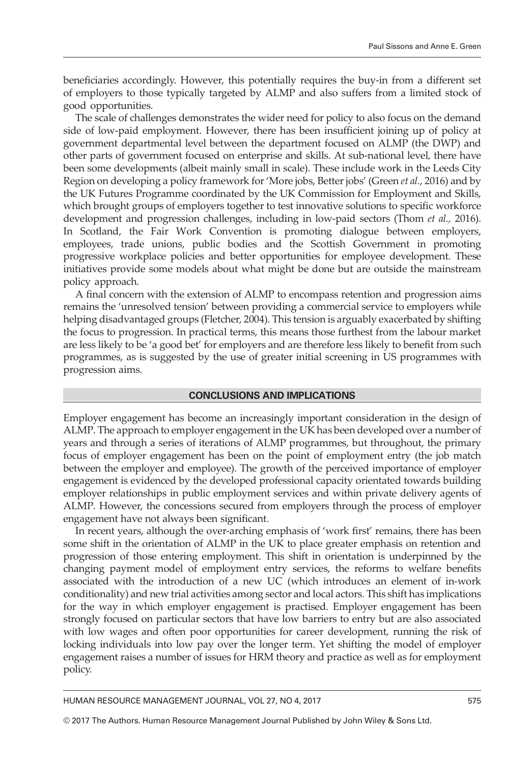beneficiaries accordingly. However, this potentially requires the buy-in from a different set of employers to those typically targeted by ALMP and also suffers from a limited stock of good opportunities.

The scale of challenges demonstrates the wider need for policy to also focus on the demand side of low-paid employment. However, there has been insufficient joining up of policy at government departmental level between the department focused on ALMP (the DWP) and other parts of government focused on enterprise and skills. At sub-national level, there have been some developments (albeit mainly small in scale). These include work in the Leeds City Region on developing a policy framework for 'More jobs, Better jobs' (Green *et al.,* 2016) and by the UK Futures Programme coordinated by the UK Commission for Employment and Skills, which brought groups of employers together to test innovative solutions to specific workforce development and progression challenges, including in low-paid sectors (Thom *et al.,* 2016). In Scotland, the Fair Work Convention is promoting dialogue between employers, employees, trade unions, public bodies and the Scottish Government in promoting progressive workplace policies and better opportunities for employee development. These initiatives provide some models about what might be done but are outside the mainstream policy approach.

A final concern with the extension of ALMP to encompass retention and progression aims remains the 'unresolved tension' between providing a commercial service to employers while helping disadvantaged groups (Fletcher, 2004). This tension is arguably exacerbated by shifting the focus to progression. In practical terms, this means those furthest from the labour market are less likely to be 'a good bet' for employers and are therefore less likely to benefit from such programmes, as is suggested by the use of greater initial screening in US programmes with progression aims.

## CONCLUSIONS AND IMPLICATIONS

Employer engagement has become an increasingly important consideration in the design of ALMP. The approach to employer engagement in the UK has been developed over a number of years and through a series of iterations of ALMP programmes, but throughout, the primary focus of employer engagement has been on the point of employment entry (the job match between the employer and employee). The growth of the perceived importance of employer engagement is evidenced by the developed professional capacity orientated towards building employer relationships in public employment services and within private delivery agents of ALMP. However, the concessions secured from employers through the process of employer engagement have not always been significant.

In recent years, although the over-arching emphasis of 'work first' remains, there has been some shift in the orientation of ALMP in the UK to place greater emphasis on retention and progression of those entering employment. This shift in orientation is underpinned by the changing payment model of employment entry services, the reforms to welfare benefits associated with the introduction of a new UC (which introduces an element of in-work conditionality) and new trial activities among sector and local actors. This shift has implications for the way in which employer engagement is practised. Employer engagement has been strongly focused on particular sectors that have low barriers to entry but are also associated with low wages and often poor opportunities for career development, running the risk of locking individuals into low pay over the longer term. Yet shifting the model of employer engagement raises a number of issues for HRM theory and practice as well as for employment policy.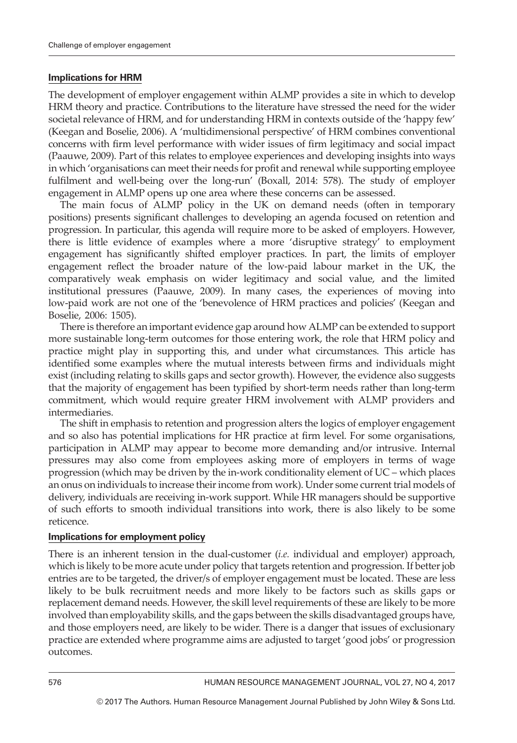**Implications for HRM**

The development of employer engagement within ALMP provides a site in which to develop HRM theory and practice. Contributions to the literature have stressed the need for the wider societal relevance of HRM, and for understanding HRM in contexts outside of the 'happy few' (Keegan and Boselie, 2006). A 'multidimensional perspective' of HRM combines conventional concerns with firm level performance with wider issues of firm legitimacy and social impact (Paauwe, 2009). Part of this relates to employee experiences and developing insights into ways in which 'organisations can meet their needs for profit and renewal while supporting employee fulfilment and well-being over the long-run' (Boxall, 2014: 578). The study of employer engagement in ALMP opens up one area where these concerns can be assessed.

The main focus of ALMP policy in the UK on demand needs (often in temporary positions) presents significant challenges to developing an agenda focused on retention and progression. In particular, this agenda will require more to be asked of employers. However, there is little evidence of examples where a more 'disruptive strategy' to employment engagement has significantly shifted employer practices. In part, the limits of employer engagement reflect the broader nature of the low-paid labour market in the UK, the comparatively weak emphasis on wider legitimacy and social value, and the limited institutional pressures (Paauwe, 2009). In many cases, the experiences of moving into low-paid work are not one of the 'benevolence of HRM practices and policies' (Keegan and Boselie, 2006: 1505).

There is therefore an important evidence gap around how ALMP can be extended to support more sustainable long-term outcomes for those entering work, the role that HRM policy and practice might play in supporting this, and under what circumstances. This article has identified some examples where the mutual interests between firms and individuals might exist (including relating to skills gaps and sector growth). However, the evidence also suggests that the majority of engagement has been typified by short-term needs rather than long-term commitment, which would require greater HRM involvement with ALMP providers and intermediaries.

The shift in emphasis to retention and progression alters the logics of employer engagement and so also has potential implications for HR practice at firm level. For some organisations, participation in ALMP may appear to become more demanding and/or intrusive. Internal pressures may also come from employees asking more of employers in terms of wage progression (which may be driven by the in-work conditionality element of UC – which places an onus on individuals to increase their income from work). Under some current trial models of delivery, individuals are receiving in-work support. While HR managers should be supportive of such efforts to smooth individual transitions into work, there is also likely to be some reticence.

**Implications for employment policy**

There is an inherent tension in the dual-customer (*i.e.* individual and employer) approach, which is likely to be more acute under policy that targets retention and progression. If better job entries are to be targeted, the driver/s of employer engagement must be located. These are less likely to be bulk recruitment needs and more likely to be factors such as skills gaps or replacement demand needs. However, the skill level requirements of these are likely to be more involved than employability skills, and the gaps between the skills disadvantaged groups have, and those employers need, are likely to be wider. There is a danger that issues of exclusionary practice are extended where programme aims are adjusted to target 'good jobs' or progression outcomes.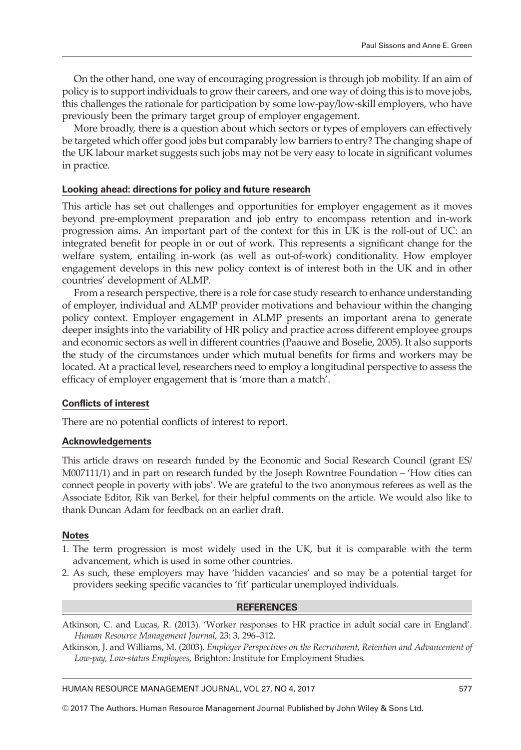On the other hand, one way of encouraging progression is through job mobility. If an aim of policy is to support individuals to grow their careers, and one way of doing this is to move jobs, this challenges the rationale for participation by some low-pay/low-skill employers, who have previously been the primary target group of employer engagement.

More broadly, there is a question about which sectors or types of employers can effectively be targeted which offer good jobs but comparably low barriers to entry? The changing shape of the UK labour market suggests such jobs may not be very easy to locate in significant volumes in practice.

## Looking ahead: directions for policy and future research

This article has set out challenges and opportunities for employer engagement as it moves beyond pre-employment preparation and job entry to encompass retention and in-work progression aims. An important part of the context for this in UK is the roll-out of UC: an integrated benefit for people in or out of work. This represents a significant change for the welfare system, entailing in-work (as well as out-of-work) conditionality. How employer engagement develops in this new policy context is of interest both in the UK and in other countries' development of ALMP.

From a research perspective, there is a role for case study research to enhance understanding of employer, individual and ALMP provider motivations and behaviour within the changing policy context. Employer engagement in ALMP presents an important arena to generate deeper insights into the variability of HR policy and practice across different employee groups and economic sectors as well in different countries (Paauwe and Boselie, 2005). It also supports the study of the circumstances under which mutual benefits for firms and workers may be located. At a practical level, researchers need to employ a longitudinal perspective to assess the efficacy of employer engagement that is 'more than a match'.

## Conflicts of interest

There are no potential conflicts of interest to report.

## Acknowledgements

This article draws on research funded by the Economic and Social Research Council (grant ES/M007111/1) and in part on research funded by the Joseph Rowntree Foundation – 'How cities can connect people in poverty with jobs'. We are grateful to the two anonymous referees as well as the Associate Editor, Rik van Berkel, for their helpful comments on the article. We would also like to thank Duncan Adam for feedback on an earlier draft.

## Notes

1. The term progression is most widely used in the UK, but it is comparable with the term advancement, which is used in some other countries.
2. As such, these employers may have 'hidden vacancies' and so may be a potential target for providers seeking specific vacancies to 'fit' particular unemployed individuals.

## REFERENCES

Atkinson, C. and Lucas, R. (2013). 'Worker responses to HR practice in adult social care in England'. *Human Resource Management Journal*, 23: 3, 296–312.

Atkinson, J. and Williams, M. (2003). *Employer Perspectives on the Recruitment, Retention and Advancement of Low-pay, Low-status Employees*, Brighton: Institute for Employment Studies.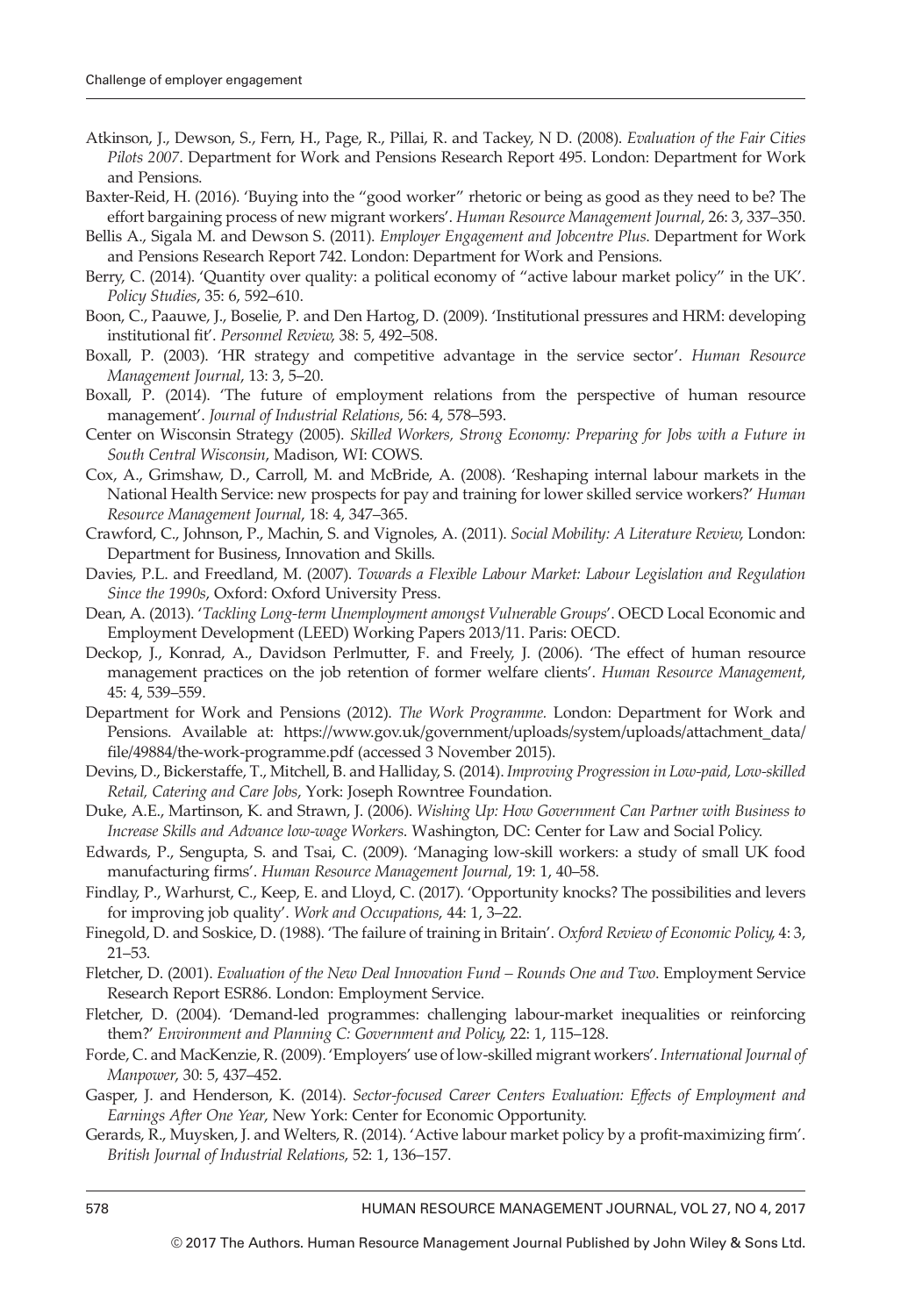Atkinson, J., Dewson, S., Fern, H., Page, R., Pillai, R. and Tackey, N D. (2008). *Evaluation of the Fair Cities Pilots 2007*. Department for Work and Pensions Research Report 495. London: Department for Work and Pensions.

Baxter-Reid, H. (2016). 'Buying into the "good worker" rhetoric or being as good as they need to be? The effort bargaining process of new migrant workers'. *Human Resource Management Journal*, 26: 3, 337–350.

Bellis A., Sigala M. and Dewson S. (2011). *Employer Engagement and Jobcentre Plus*. Department for Work and Pensions Research Report 742. London: Department for Work and Pensions.

Berry, C. (2014). 'Quantity over quality: a political economy of "active labour market policy" in the UK'. *Policy Studies*, 35: 6, 592–610.

Boon, C., Paauwe, J., Boselie, P. and Den Hartog, D. (2009). 'Institutional pressures and HRM: developing institutional fit'. *Personnel Review*, 38: 5, 492–508.

Boxall, P. (2003). 'HR strategy and competitive advantage in the service sector'. *Human Resource Management Journal*, 13: 3, 5–20.

Boxall, P. (2014). 'The future of employment relations from the perspective of human resource management'. *Journal of Industrial Relations*, 56: 4, 578–593.

Center on Wisconsin Strategy (2005). *Skilled Workers, Strong Economy: Preparing for Jobs with a Future in South Central Wisconsin*, Madison, WI: COWS.

Cox, A., Grimshaw, D., Carroll, M. and McBride, A. (2008). 'Reshaping internal labour markets in the National Health Service: new prospects for pay and training for lower skilled service workers?' *Human Resource Management Journal*, 18: 4, 347–365.

Crawford, C., Johnson, P., Machin, S. and Vignoles, A. (2011). *Social Mobility: A Literature Review*, London: Department for Business, Innovation and Skills.

Davies, P.L. and Freedland, M. (2007). *Towards a Flexible Labour Market: Labour Legislation and Regulation Since the 1990s*, Oxford: Oxford University Press.

Dean, A. (2013). '*Tackling Long-term Unemployment amongst Vulnerable Groups*'. OECD Local Economic and Employment Development (LEED) Working Papers 2013/11. Paris: OECD.

Deckop, J., Konrad, A., Davidson Perlmutter, F. and Freely, J. (2006). 'The effect of human resource management practices on the job retention of former welfare clients'. *Human Resource Management*, 45: 4, 539–559.

Department for Work and Pensions (2012). *The Work Programme*. London: Department for Work and Pensions. Available at: https://www.gov.uk/government/uploads/system/uploads/attachment_data/file/49884/the-work-programme.pdf (accessed 3 November 2015).

Devins, D., Bickerstaffe, T., Mitchell, B. and Halliday, S. (2014). *Improving Progression in Low-paid, Low-skilled Retail, Catering and Care Jobs*, York: Joseph Rowntree Foundation.

Duke, A.E., Martinson, K. and Strawn, J. (2006). *Wishing Up: How Government Can Partner with Business to Increase Skills and Advance low-wage Workers*. Washington, DC: Center for Law and Social Policy.

Edwards, P., Sengupta, S. and Tsai, C. (2009). 'Managing low-skill workers: a study of small UK food manufacturing firms'. *Human Resource Management Journal*, 19: 1, 40–58.

Findlay, P., Warhurst, C., Keep, E. and Lloyd, C. (2017). 'Opportunity knocks? The possibilities and levers for improving job quality'. *Work and Occupations*, 44: 1, 3–22.

Finegold, D. and Soskice, D. (1988). 'The failure of training in Britain'. *Oxford Review of Economic Policy*, 4: 3, 21–53.

Fletcher, D. (2001). *Evaluation of the New Deal Innovation Fund – Rounds One and Two*. Employment Service Research Report ESR86. London: Employment Service.

Fletcher, D. (2004). 'Demand-led programmes: challenging labour-market inequalities or reinforcing them?' *Environment and Planning C: Government and Policy*, 22: 1, 115–128.

Forde, C. and MacKenzie, R. (2009). 'Employers' use of low-skilled migrant workers'. *International Journal of Manpower*, 30: 5, 437–452.

Gasper, J. and Henderson, K. (2014). *Sector-focused Career Centers Evaluation: Effects of Employment and Earnings After One Year*, New York: Center for Economic Opportunity.

Gerards, R., Muysken, J. and Welters, R. (2014). 'Active labour market policy by a profit-maximizing firm'. *British Journal of Industrial Relations*, 52: 1, 136–157.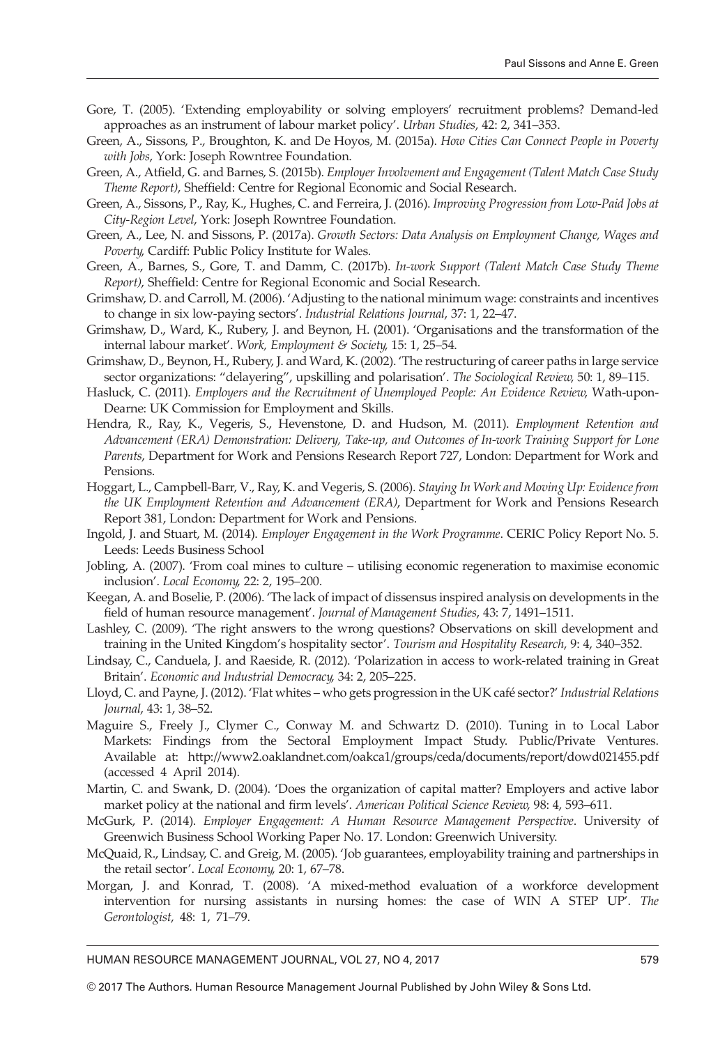Gore, T. (2005). 'Extending employability or solving employers' recruitment problems? Demand-led approaches as an instrument of labour market policy'. *Urban Studies*, 42: 2, 341–353.

Green, A., Sissons, P., Broughton, K. and De Hoyos, M. (2015a). *How Cities Can Connect People in Poverty with Jobs*, York: Joseph Rowntree Foundation.

Green, A., Atfield, G. and Barnes, S. (2015b). *Employer Involvement and Engagement (Talent Match Case Study Theme Report)*, Sheffield: Centre for Regional Economic and Social Research.

Green, A., Sissons, P., Ray, K., Hughes, C. and Ferreira, J. (2016). *Improving Progression from Low-Paid Jobs at City-Region Level*, York: Joseph Rowntree Foundation.

Green, A., Lee, N. and Sissons, P. (2017a). *Growth Sectors: Data Analysis on Employment Change, Wages and Poverty*, Cardiff: Public Policy Institute for Wales.

Green, A., Barnes, S., Gore, T. and Damm, C. (2017b). *In-work Support (Talent Match Case Study Theme Report)*, Sheffield: Centre for Regional Economic and Social Research.

Grimshaw, D. and Carroll, M. (2006). 'Adjusting to the national minimum wage: constraints and incentives to change in six low-paying sectors'. *Industrial Relations Journal*, 37: 1, 22–47.

Grimshaw, D., Ward, K., Rubery, J. and Beynon, H. (2001). 'Organisations and the transformation of the internal labour market'. *Work, Employment & Society*, 15: 1, 25–54.

Grimshaw, D., Beynon, H., Rubery, J. and Ward, K. (2002). 'The restructuring of career paths in large service sector organizations: "delayering", upskilling and polarisation'. *The Sociological Review*, 50: 1, 89–115.

Hasluck, C. (2011). *Employers and the Recruitment of Unemployed People: An Evidence Review*, Wath-upon-Dearne: UK Commission for Employment and Skills.

Hendra, R., Ray, K., Vegeris, S., Hevenstone, D. and Hudson, M. (2011). *Employment Retention and Advancement (ERA) Demonstration: Delivery, Take-up, and Outcomes of In-work Training Support for Lone Parents*, Department for Work and Pensions Research Report 727, London: Department for Work and Pensions.

Hoggart, L., Campbell-Barr, V., Ray, K. and Vegeris, S. (2006). *Staying In Work and Moving Up: Evidence from the UK Employment Retention and Advancement (ERA)*, Department for Work and Pensions Research Report 381, London: Department for Work and Pensions.

Ingold, J. and Stuart, M. (2014). *Employer Engagement in the Work Programme*. CERIC Policy Report No. 5. Leeds: Leeds Business School

Jobling, A. (2007). 'From coal mines to culture – utilising economic regeneration to maximise economic inclusion'. *Local Economy*, 22: 2, 195–200.

Keegan, A. and Boselie, P. (2006). 'The lack of impact of dissensus inspired analysis on developments in the field of human resource management'. *Journal of Management Studies*, 43: 7, 1491–1511.

Lashley, C. (2009). 'The right answers to the wrong questions? Observations on skill development and training in the United Kingdom's hospitality sector'. *Tourism and Hospitality Research*, 9: 4, 340–352.

Lindsay, C., Canduela, J. and Raeside, R. (2012). 'Polarization in access to work-related training in Great Britain'. *Economic and Industrial Democracy*, 34: 2, 205–225.

Lloyd, C. and Payne, J. (2012). 'Flat whites – who gets progression in the UK café sector?' *Industrial Relations Journal*, 43: 1, 38–52.

Maguire S., Freely J., Clymer C., Conway M. and Schwartz D. (2010). Tuning in to Local Labor Markets: Findings from the Sectoral Employment Impact Study. Public/Private Ventures. Available at: http://www2.oaklandnet.com/oakca1/groups/ceda/documents/report/dowd021455.pdf (accessed 4 April 2014).

Martin, C. and Swank, D. (2004). 'Does the organization of capital matter? Employers and active labor market policy at the national and firm levels'. *American Political Science Review*, 98: 4, 593–611.

McGurk, P. (2014). *Employer Engagement: A Human Resource Management Perspective*. University of Greenwich Business School Working Paper No. 17. London: Greenwich University.

McQuaid, R., Lindsay, C. and Greig, M. (2005). 'Job guarantees, employability training and partnerships in the retail sector'. *Local Economy*, 20: 1, 67–78.

Morgan, J. and Konrad, T. (2008). 'A mixed-method evaluation of a workforce development intervention for nursing assistants in nursing homes: the case of WIN A STEP UP'. *The Gerontologist*, 48: 1, 71–79.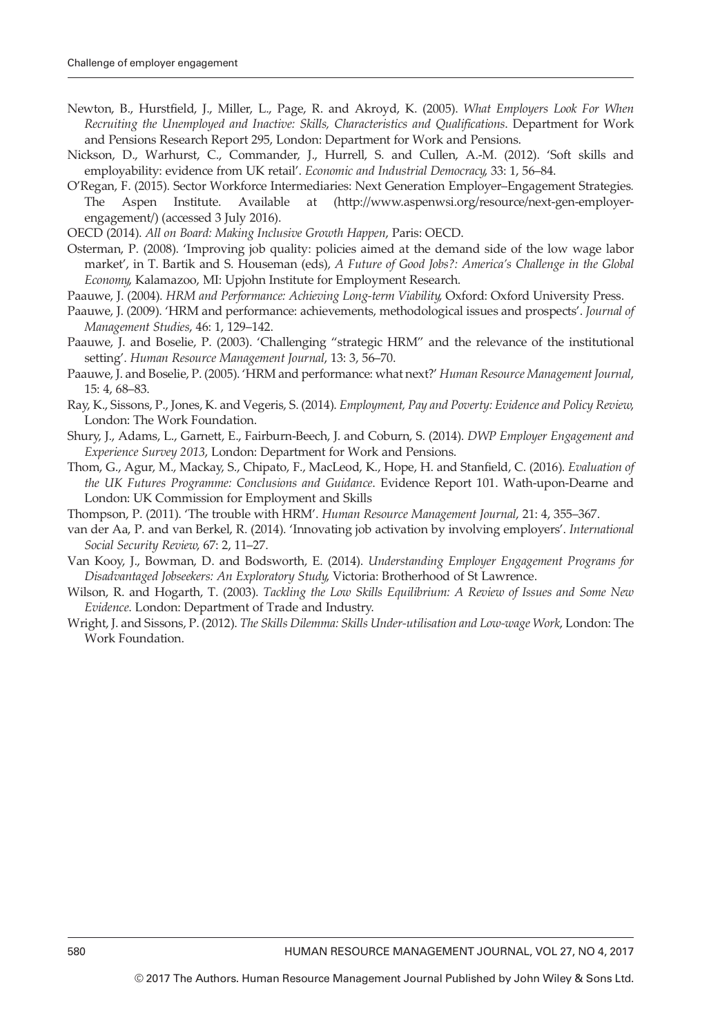Newton, B., Hurstfield, J., Miller, L., Page, R. and Akroyd, K. (2005). *What Employers Look For When Recruiting the Unemployed and Inactive: Skills, Characteristics and Qualifications*. Department for Work and Pensions Research Report 295, London: Department for Work and Pensions.

Nickson, D., Warhurst, C., Commander, J., Hurrell, S. and Cullen, A.-M. (2012). 'Soft skills and employability: evidence from UK retail'. *Economic and Industrial Democracy*, 33: 1, 56–84.

O'Regan, F. (2015). Sector Workforce Intermediaries: Next Generation Employer–Engagement Strategies. The Aspen Institute. Available at (http://www.aspenwsi.org/resource/next-gen-employer-engagement/) (accessed 3 July 2016).

OECD (2014). *All on Board: Making Inclusive Growth Happen*, Paris: OECD.

Osterman, P. (2008). 'Improving job quality: policies aimed at the demand side of the low wage labor market', in T. Bartik and S. Houseman (eds), *A Future of Good Jobs?: America's Challenge in the Global Economy*, Kalamazoo, MI: Upjohn Institute for Employment Research.

Paauwe, J. (2004). *HRM and Performance: Achieving Long-term Viability*, Oxford: Oxford University Press.

Paauwe, J. (2009). 'HRM and performance: achievements, methodological issues and prospects'. *Journal of Management Studies*, 46: 1, 129–142.

Paauwe, J. and Boselie, P. (2003). 'Challenging "strategic HRM" and the relevance of the institutional setting'. *Human Resource Management Journal*, 13: 3, 56–70.

Paauwe, J. and Boselie, P. (2005). 'HRM and performance: what next?' *Human Resource Management Journal*, 15: 4, 68–83.

Ray, K., Sissons, P., Jones, K. and Vegeris, S. (2014). *Employment, Pay and Poverty: Evidence and Policy Review*, London: The Work Foundation.

Shury, J., Adams, L., Garnett, E., Fairburn-Beech, J. and Coburn, S. (2014). *DWP Employer Engagement and Experience Survey 2013*, London: Department for Work and Pensions.

Thom, G., Agur, M., Mackay, S., Chipato, F., MacLeod, K., Hope, H. and Stanfield, C. (2016). *Evaluation of the UK Futures Programme: Conclusions and Guidance*. Evidence Report 101. Wath-upon-Dearne and London: UK Commission for Employment and Skills

Thompson, P. (2011). 'The trouble with HRM'. *Human Resource Management Journal*, 21: 4, 355–367.

van der Aa, P. and van Berkel, R. (2014). 'Innovating job activation by involving employers'. *International Social Security Review*, 67: 2, 11–27.

Van Kooy, J., Bowman, D. and Bodsworth, E. (2014). *Understanding Employer Engagement Programs for Disadvantaged Jobseekers: An Exploratory Study*, Victoria: Brotherhood of St Lawrence.

Wilson, R. and Hogarth, T. (2003). *Tackling the Low Skills Equilibrium: A Review of Issues and Some New Evidence*. London: Department of Trade and Industry.

Wright, J. and Sissons, P. (2012). *The Skills Dilemma: Skills Under-utilisation and Low-wage Work*, London: The Work Foundation.